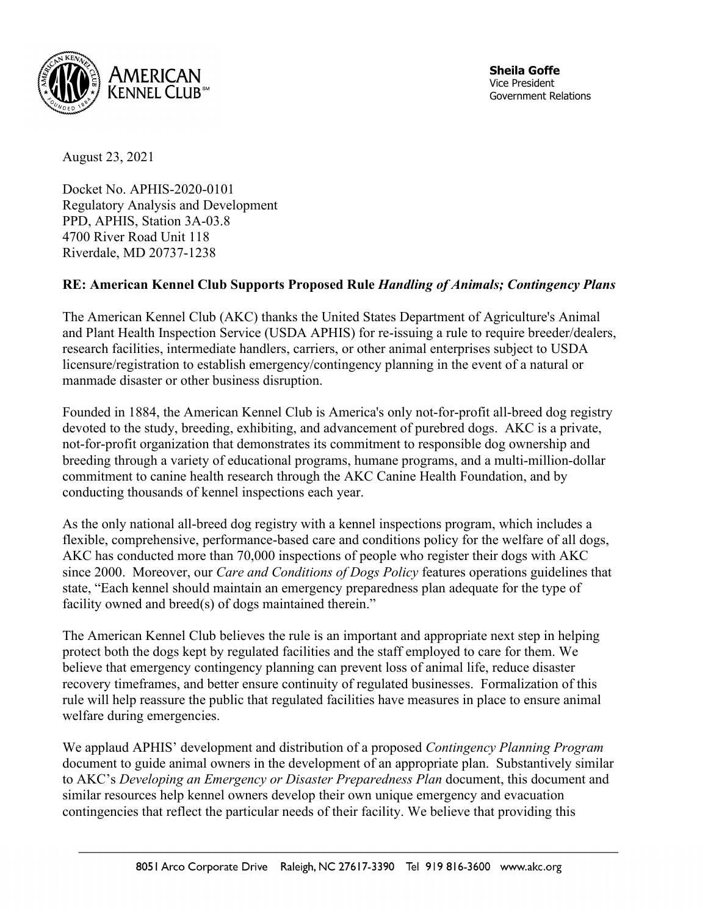**AMERICAN KENNEL CLUB**

**Sheila Goffe**
Vice President
Government Relations

August 23, 2021

Docket No. APHIS-2020-0101
Regulatory Analysis and Development
PPD, APHIS, Station 3A-03.8
4700 River Road Unit 118
Riverdale, MD 20737-1238

**RE: American Kennel Club Supports Proposed Rule *Handling of Animals; Contingency Plans***

The American Kennel Club (AKC) thanks the United States Department of Agriculture's Animal and Plant Health Inspection Service (USDA APHIS) for re-issuing a rule to require breeder/dealers, research facilities, intermediate handlers, carriers, or other animal enterprises subject to USDA licensure/registration to establish emergency/contingency planning in the event of a natural or manmade disaster or other business disruption.

Founded in 1884, the American Kennel Club is America's only not-for-profit all-breed dog registry devoted to the study, breeding, exhibiting, and advancement of purebred dogs. AKC is a private, not-for-profit organization that demonstrates its commitment to responsible dog ownership and breeding through a variety of educational programs, humane programs, and a multi-million-dollar commitment to canine health research through the AKC Canine Health Foundation, and by conducting thousands of kennel inspections each year.

As the only national all-breed dog registry with a kennel inspections program, which includes a flexible, comprehensive, performance-based care and conditions policy for the welfare of all dogs, AKC has conducted more than 70,000 inspections of people who register their dogs with AKC since 2000. Moreover, our *Care and Conditions of Dogs Policy* features operations guidelines that state, "Each kennel should maintain an emergency preparedness plan adequate for the type of facility owned and breed(s) of dogs maintained therein."

The American Kennel Club believes the rule is an important and appropriate next step in helping protect both the dogs kept by regulated facilities and the staff employed to care for them. We believe that emergency contingency planning can prevent loss of animal life, reduce disaster recovery timeframes, and better ensure continuity of regulated businesses. Formalization of this rule will help reassure the public that regulated facilities have measures in place to ensure animal welfare during emergencies.

We applaud APHIS' development and distribution of a proposed *Contingency Planning Program* document to guide animal owners in the development of an appropriate plan. Substantively similar to AKC's *Developing an Emergency or Disaster Preparedness Plan* document, this document and similar resources help kennel owners develop their own unique emergency and evacuation contingencies that reflect the particular needs of their facility. We believe that providing this

8051 Arco Corporate Drive Raleigh, NC 27617-3390 Tel 919 816-3600 www.akc.org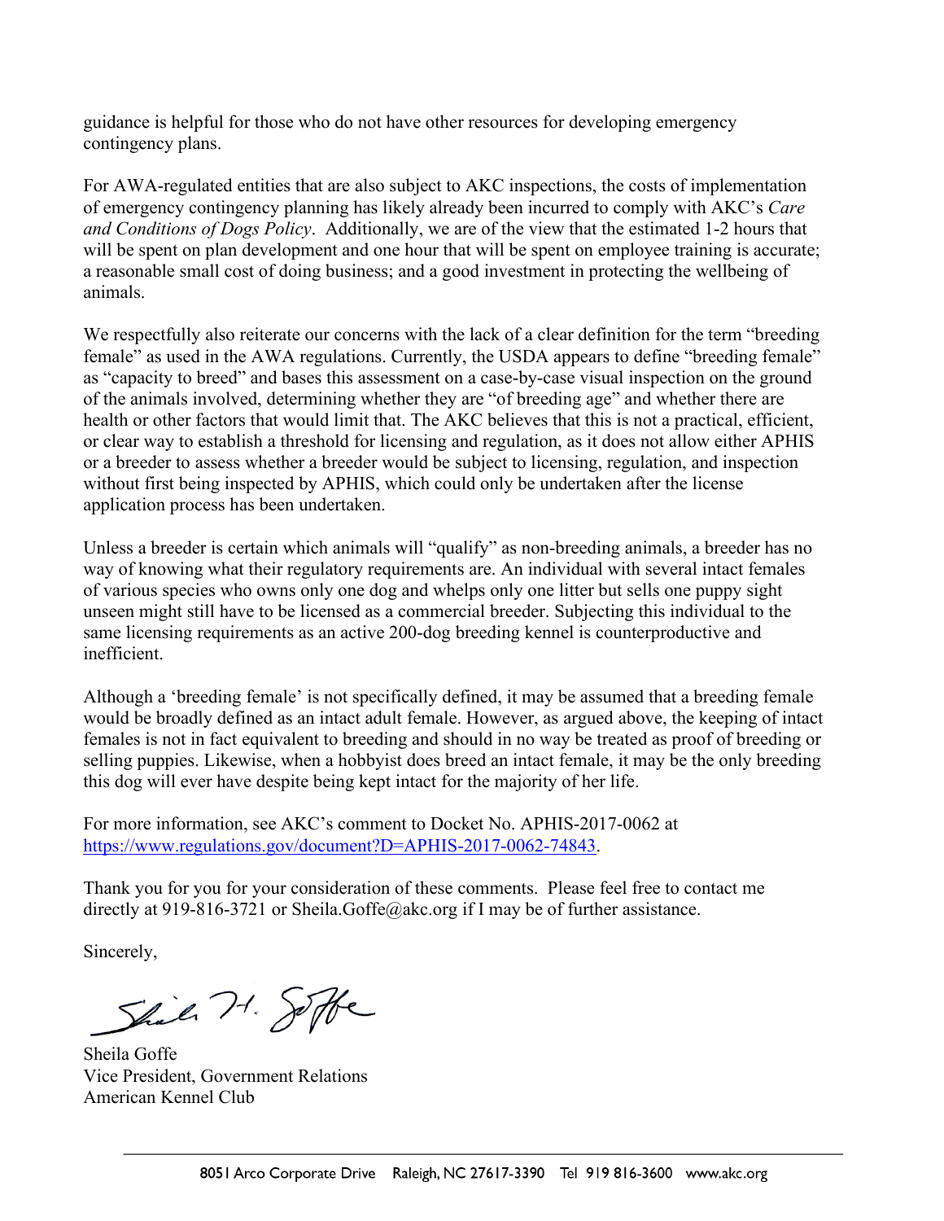guidance is helpful for those who do not have other resources for developing emergency contingency plans.

For AWA-regulated entities that are also subject to AKC inspections, the costs of implementation of emergency contingency planning has likely already been incurred to comply with AKC's *Care and Conditions of Dogs Policy*. Additionally, we are of the view that the estimated 1-2 hours that will be spent on plan development and one hour that will be spent on employee training is accurate; a reasonable small cost of doing business; and a good investment in protecting the wellbeing of animals.

We respectfully also reiterate our concerns with the lack of a clear definition for the term "breeding female" as used in the AWA regulations. Currently, the USDA appears to define "breeding female" as "capacity to breed" and bases this assessment on a case-by-case visual inspection on the ground of the animals involved, determining whether they are "of breeding age" and whether there are health or other factors that would limit that. The AKC believes that this is not a practical, efficient, or clear way to establish a threshold for licensing and regulation, as it does not allow either APHIS or a breeder to assess whether a breeder would be subject to licensing, regulation, and inspection without first being inspected by APHIS, which could only be undertaken after the license application process has been undertaken.

Unless a breeder is certain which animals will "qualify" as non-breeding animals, a breeder has no way of knowing what their regulatory requirements are. An individual with several intact females of various species who owns only one dog and whelps only one litter but sells one puppy sight unseen might still have to be licensed as a commercial breeder. Subjecting this individual to the same licensing requirements as an active 200-dog breeding kennel is counterproductive and inefficient.

Although a 'breeding female' is not specifically defined, it may be assumed that a breeding female would be broadly defined as an intact adult female. However, as argued above, the keeping of intact females is not in fact equivalent to breeding and should in no way be treated as proof of breeding or selling puppies. Likewise, when a hobbyist does breed an intact female, it may be the only breeding this dog will ever have despite being kept intact for the majority of her life.

For more information, see AKC's comment to Docket No. APHIS-2017-0062 at [https://www.regulations.gov/document?D=APHIS-2017-0062-74843](https://www.regulations.gov/document?D=APHIS-2017-0062-74843).

Thank you for you for your consideration of these comments. Please feel free to contact me directly at 919-816-3721 or Sheila.Goffe@akc.org if I may be of further assistance.

Sincerely,

Sheila Goffe
Vice President, Government Relations
American Kennel Club